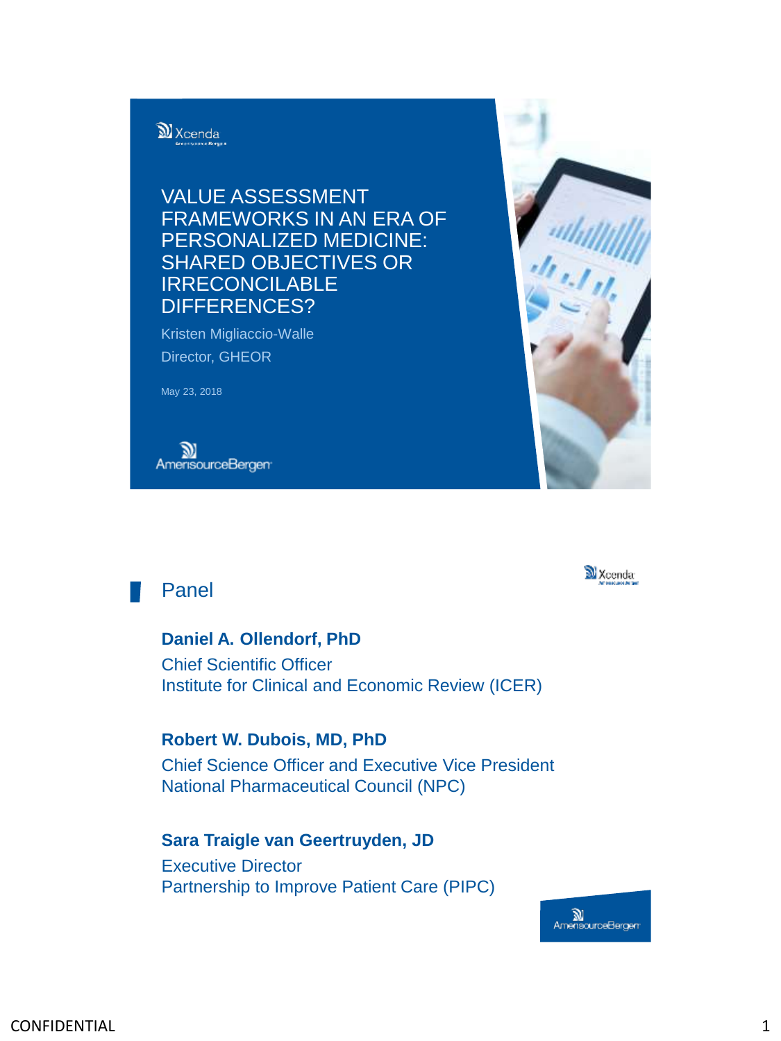# VALUE ASSESSMENT FRAMEWORKS IN AN ERA OF PERSONALIZED MEDICINE: SHARED OBJECTIVES OR IRRECONCILABLE DIFFERENCES?

Kristen Migliaccio-Walle

Director, GHEOR

May 23, 2018

## Panel

**Daniel A. Ollendorf, PhD**

Chief Scientific Officer
Institute for Clinical and Economic Review (ICER)

**Robert W. Dubois, MD, PhD**

Chief Science Officer and Executive Vice President
National Pharmaceutical Council (NPC)

**Sara Traigle van Geertruyden, JD**

Executive Director
Partnership to Improve Patient Care (PIPC)

CONFIDENTIAL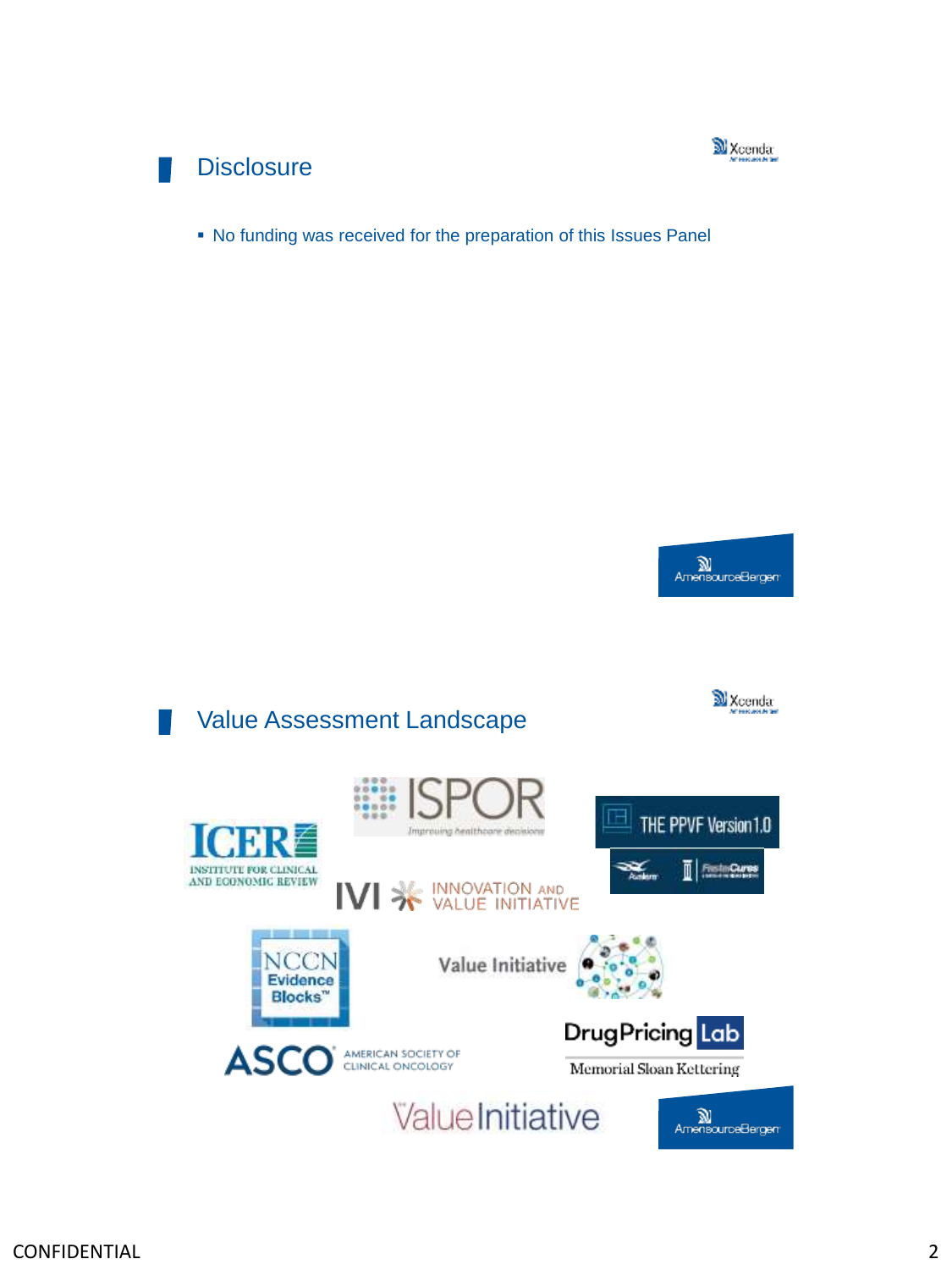## Disclosure

- No funding was received for the preparation of this Issues Panel

## Value Assessment Landscape

ICER INSTITUTE FOR CLINICAL AND ECONOMIC REVIEW

ISPOR Improving healthcare decisions

THE PPVF Version 1.0

IVI INNOVATION AND VALUE INITIATIVE

NCCN Evidence Blocks™

Value Initiative

DrugPricing Lab Memorial Sloan Kettering

ASCO AMERICAN SOCIETY OF CLINICAL ONCOLOGY

Value Initiative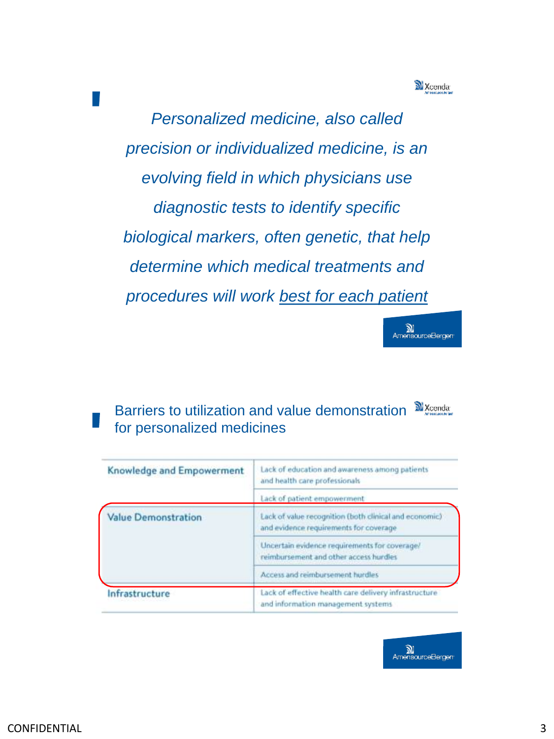*Personalized medicine, also called precision or individualized medicine, is an evolving field in which physicians use diagnostic tests to identify specific biological markers, often genetic, that help determine which medical treatments and procedures will work best for each patient*

## Barriers to utilization and value demonstration for personalized medicines

| | |
|---|---|
| Knowledge and Empowerment | Lack of education and awareness among patients and health care professionals |
| | Lack of patient empowerment |
| Value Demonstration | Lack of value recognition (both clinical and economic) and evidence requirements for coverage |
| | Uncertain evidence requirements for coverage/ reimbursement and other access hurdles |
| | Access and reimbursement hurdles |
| Infrastructure | Lack of effective health care delivery infrastructure and information management systems |

CONFIDENTIAL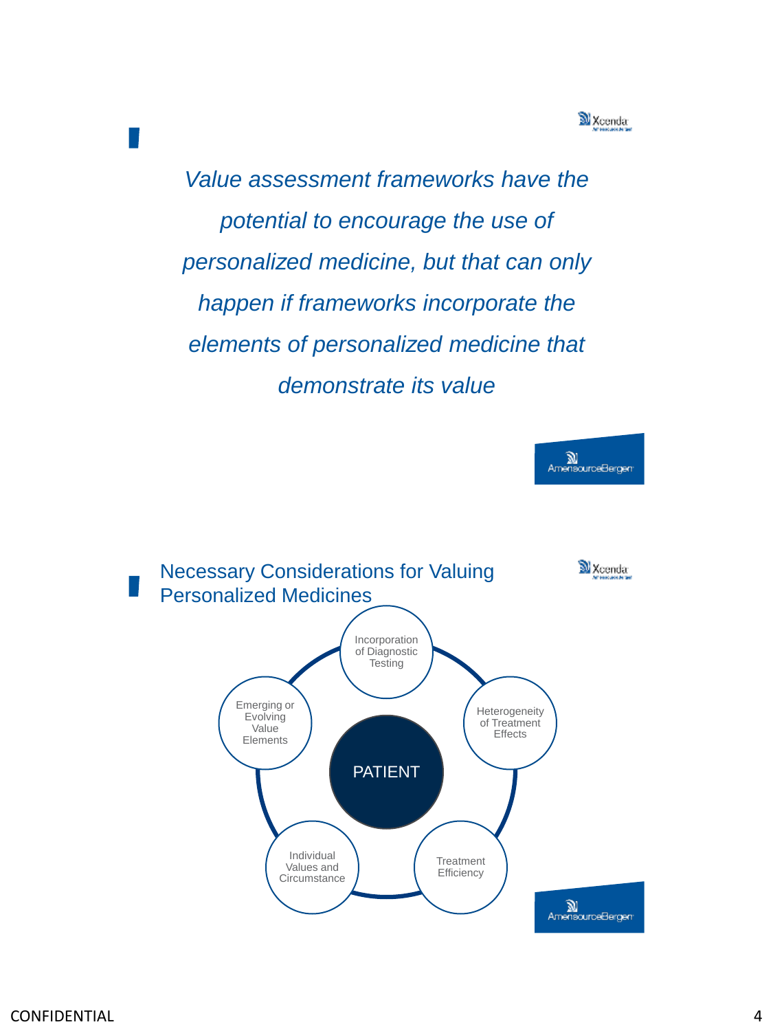*Value assessment frameworks have the potential to encourage the use of personalized medicine, but that can only happen if frameworks incorporate the elements of personalized medicine that demonstrate its value*

## Necessary Considerations for Valuing Personalized Medicines

- PATIENT
  - Incorporation of Diagnostic Testing
  - Heterogeneity of Treatment Effects
  - Treatment Efficiency
  - Individual Values and Circumstance
  - Emerging or Evolving Value Elements

CONFIDENTIAL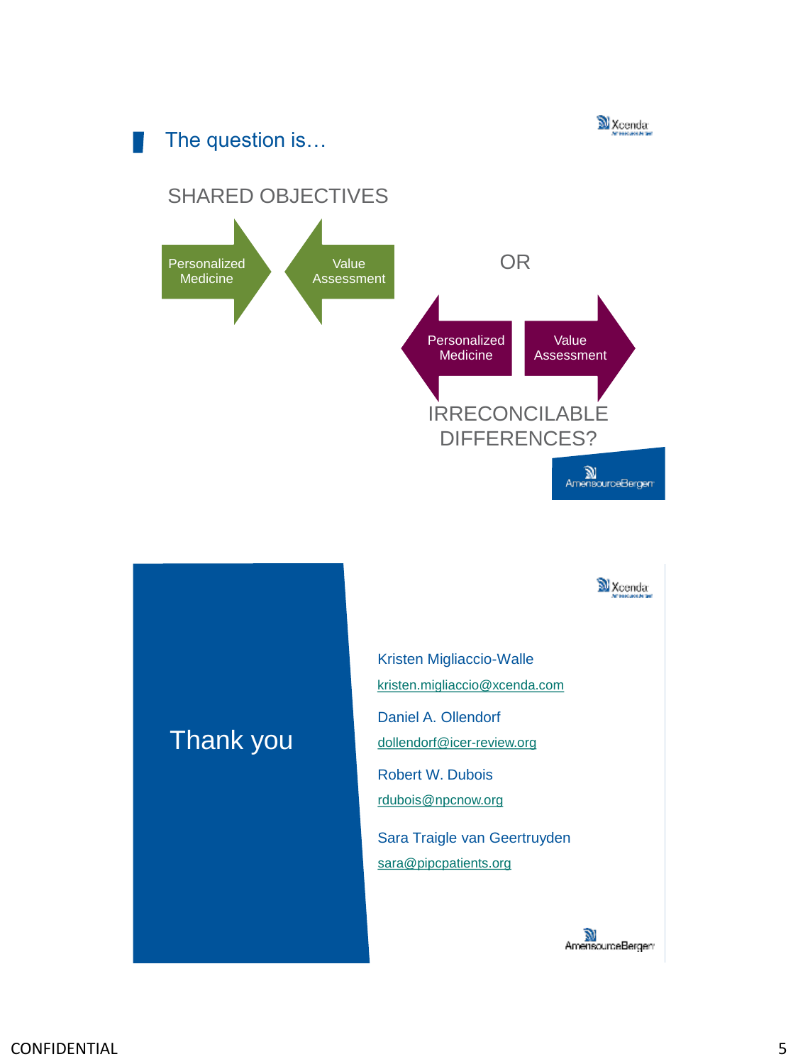## The question is…

SHARED OBJECTIVES

Personalized Medicine → ← Value Assessment

OR

← Personalized Medicine | Value Assessment →

IRRECONCILABLE DIFFERENCES?

---

# Thank you

Kristen Migliaccio-Walle
kristen.migliaccio@xcenda.com

Daniel A. Ollendorf
dollendorf@icer-review.org

Robert W. Dubois
rdubois@npcnow.org

Sara Traigle van Geertruyden
sara@pipcpatients.org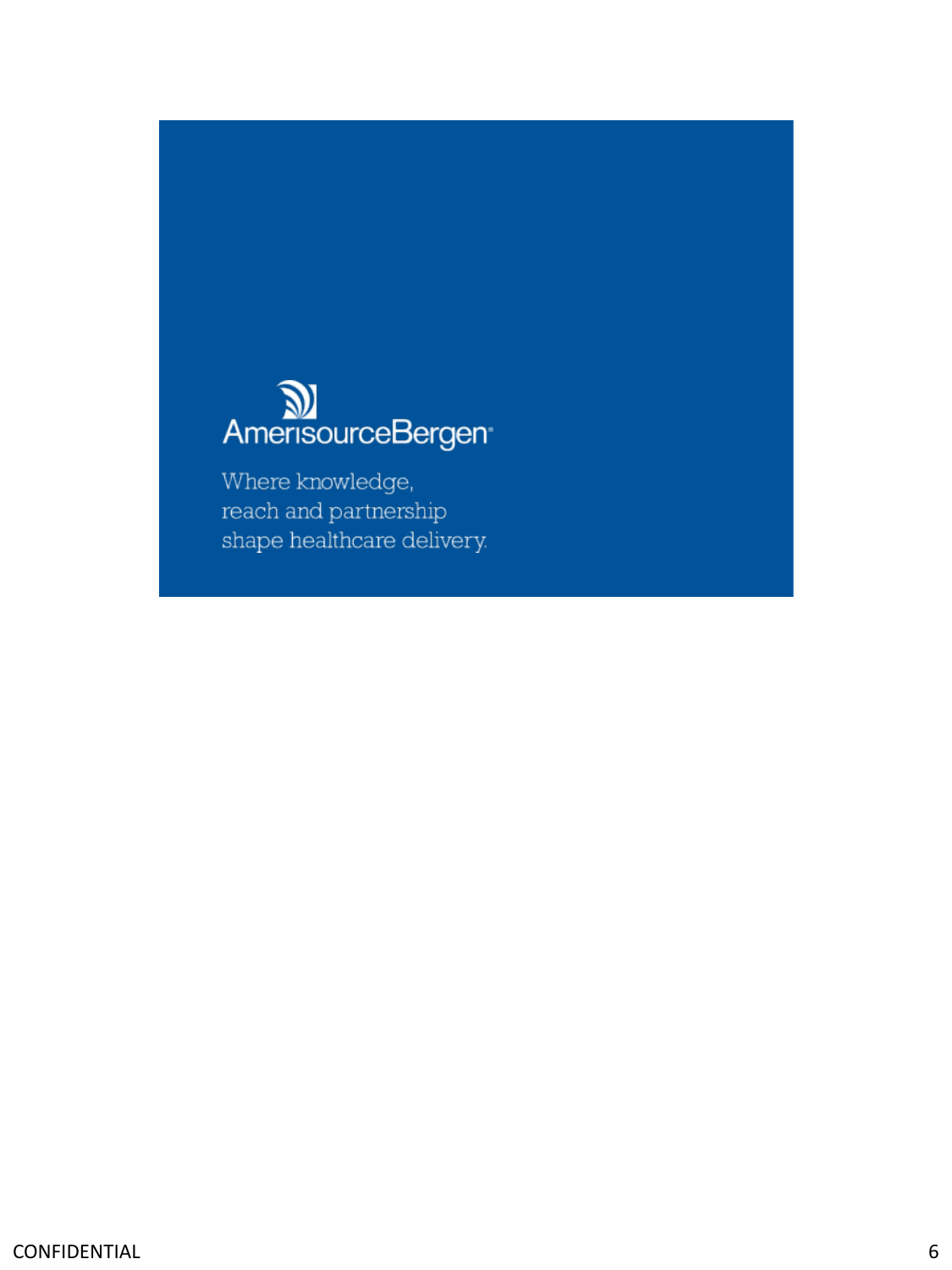AmerisourceBergen

Where knowledge,
reach and partnership
shape healthcare delivery.

CONFIDENTIAL